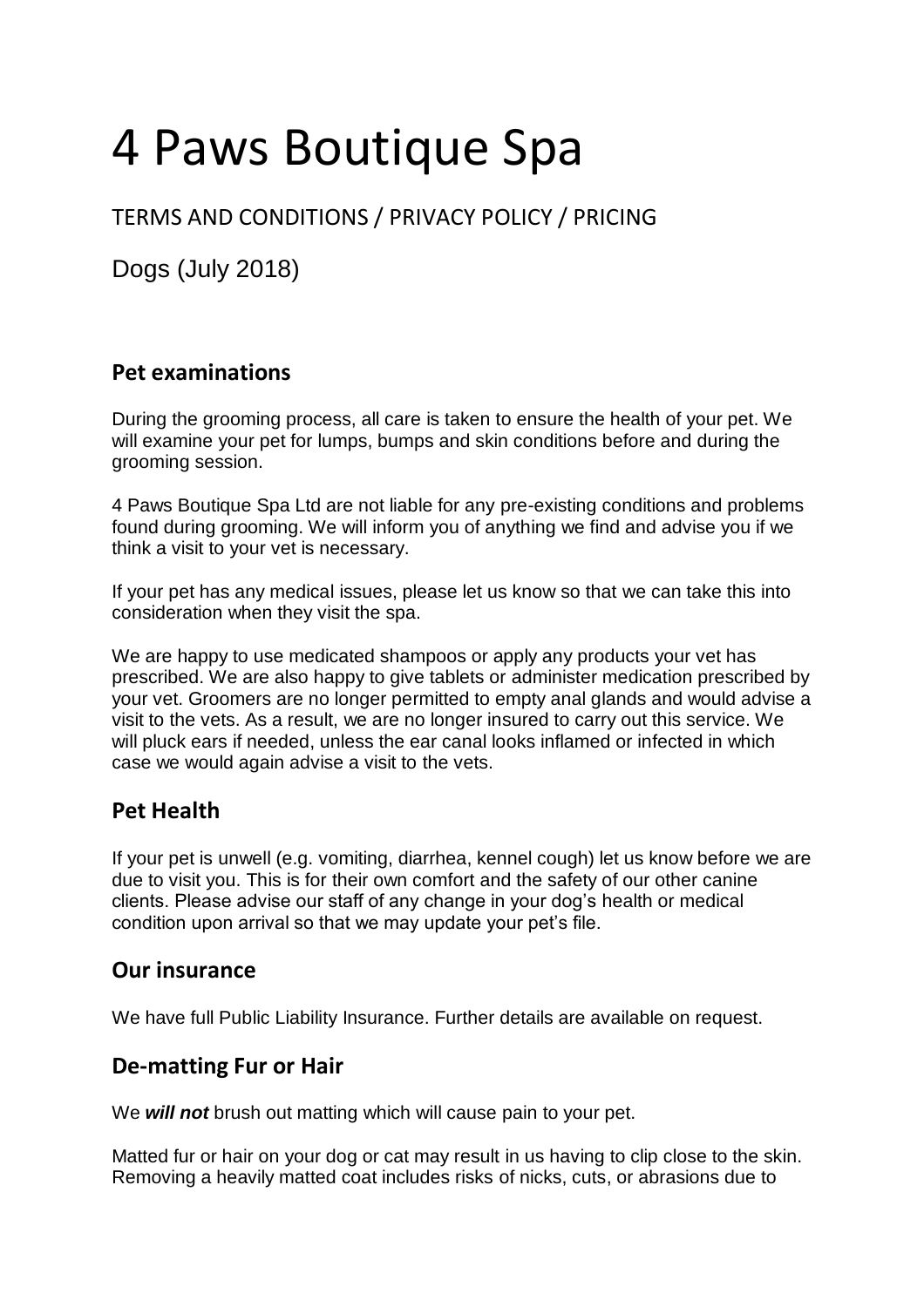# 4 Paws Boutique Spa

TERMS AND CONDITIONS / PRIVACY POLICY / PRICING

Dogs (July 2018)

## Pet examinations

During the grooming process, all care is taken to ensure the health of your pet. We will examine your pet for lumps, bumps and skin conditions before and during the grooming session.

4 Paws Boutique Spa Ltd are not liable for any pre-existing conditions and problems found during grooming. We will inform you of anything we find and advise you if we think a visit to your vet is necessary.

If your pet has any medical issues, please let us know so that we can take this into consideration when they visit the spa.

We are happy to use medicated shampoos or apply any products your vet has prescribed. We are also happy to give tablets or administer medication prescribed by your vet. Groomers are no longer permitted to empty anal glands and would advise a visit to the vets. As a result, we are no longer insured to carry out this service. We will pluck ears if needed, unless the ear canal looks inflamed or infected in which case we would again advise a visit to the vets.

## Pet Health

If your pet is unwell (e.g. vomiting, diarrhea, kennel cough) let us know before we are due to visit you. This is for their own comfort and the safety of our other canine clients. Please advise our staff of any change in your dog's health or medical condition upon arrival so that we may update your pet's file.

## Our insurance

We have full Public Liability Insurance. Further details are available on request.

## De-matting Fur or Hair

We ***will not*** brush out matting which will cause pain to your pet.

Matted fur or hair on your dog or cat may result in us having to clip close to the skin. Removing a heavily matted coat includes risks of nicks, cuts, or abrasions due to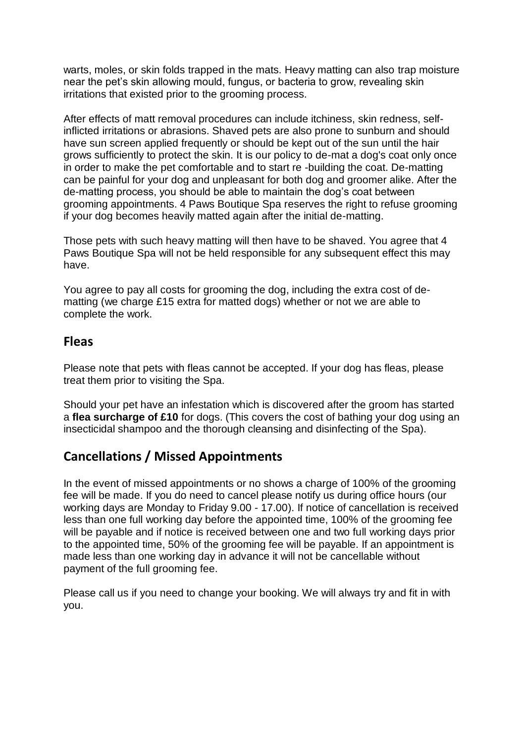warts, moles, or skin folds trapped in the mats. Heavy matting can also trap moisture near the pet's skin allowing mould, fungus, or bacteria to grow, revealing skin irritations that existed prior to the grooming process.

After effects of matt removal procedures can include itchiness, skin redness, self-inflicted irritations or abrasions. Shaved pets are also prone to sunburn and should have sun screen applied frequently or should be kept out of the sun until the hair grows sufficiently to protect the skin. It is our policy to de-mat a dog's coat only once in order to make the pet comfortable and to start re -building the coat. De-matting can be painful for your dog and unpleasant for both dog and groomer alike. After the de-matting process, you should be able to maintain the dog's coat between grooming appointments. 4 Paws Boutique Spa reserves the right to refuse grooming if your dog becomes heavily matted again after the initial de-matting.

Those pets with such heavy matting will then have to be shaved. You agree that 4 Paws Boutique Spa will not be held responsible for any subsequent effect this may have.

You agree to pay all costs for grooming the dog, including the extra cost of de-matting (we charge £15 extra for matted dogs) whether or not we are able to complete the work.

## Fleas

Please note that pets with fleas cannot be accepted. If your dog has fleas, please treat them prior to visiting the Spa.

Should your pet have an infestation which is discovered after the groom has started a **flea surcharge of £10** for dogs. (This covers the cost of bathing your dog using an insecticidal shampoo and the thorough cleansing and disinfecting of the Spa).

## Cancellations / Missed Appointments

In the event of missed appointments or no shows a charge of 100% of the grooming fee will be made. If you do need to cancel please notify us during office hours (our working days are Monday to Friday 9.00 - 17.00). If notice of cancellation is received less than one full working day before the appointed time, 100% of the grooming fee will be payable and if notice is received between one and two full working days prior to the appointed time, 50% of the grooming fee will be payable. If an appointment is made less than one working day in advance it will not be cancellable without payment of the full grooming fee.

Please call us if you need to change your booking. We will always try and fit in with you.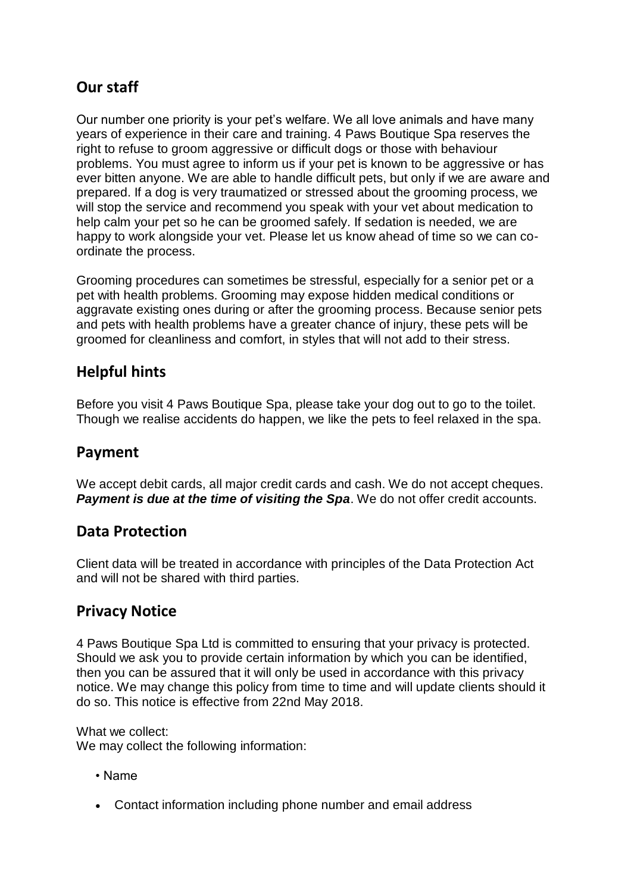## Our staff

Our number one priority is your pet's welfare. We all love animals and have many years of experience in their care and training. 4 Paws Boutique Spa reserves the right to refuse to groom aggressive or difficult dogs or those with behaviour problems. You must agree to inform us if your pet is known to be aggressive or has ever bitten anyone. We are able to handle difficult pets, but only if we are aware and prepared. If a dog is very traumatized or stressed about the grooming process, we will stop the service and recommend you speak with your vet about medication to help calm your pet so he can be groomed safely. If sedation is needed, we are happy to work alongside your vet. Please let us know ahead of time so we can co-ordinate the process.

Grooming procedures can sometimes be stressful, especially for a senior pet or a pet with health problems. Grooming may expose hidden medical conditions or aggravate existing ones during or after the grooming process. Because senior pets and pets with health problems have a greater chance of injury, these pets will be groomed for cleanliness and comfort, in styles that will not add to their stress.

## Helpful hints

Before you visit 4 Paws Boutique Spa, please take your dog out to go to the toilet. Though we realise accidents do happen, we like the pets to feel relaxed in the spa.

## Payment

We accept debit cards, all major credit cards and cash. We do not accept cheques. ***Payment is due at the time of visiting the Spa***. We do not offer credit accounts.

## Data Protection

Client data will be treated in accordance with principles of the Data Protection Act and will not be shared with third parties.

## Privacy Notice

4 Paws Boutique Spa Ltd is committed to ensuring that your privacy is protected. Should we ask you to provide certain information by which you can be identified, then you can be assured that it will only be used in accordance with this privacy notice. We may change this policy from time to time and will update clients should it do so. This notice is effective from 22nd May 2018.

What we collect:
We may collect the following information:

- Name
- Contact information including phone number and email address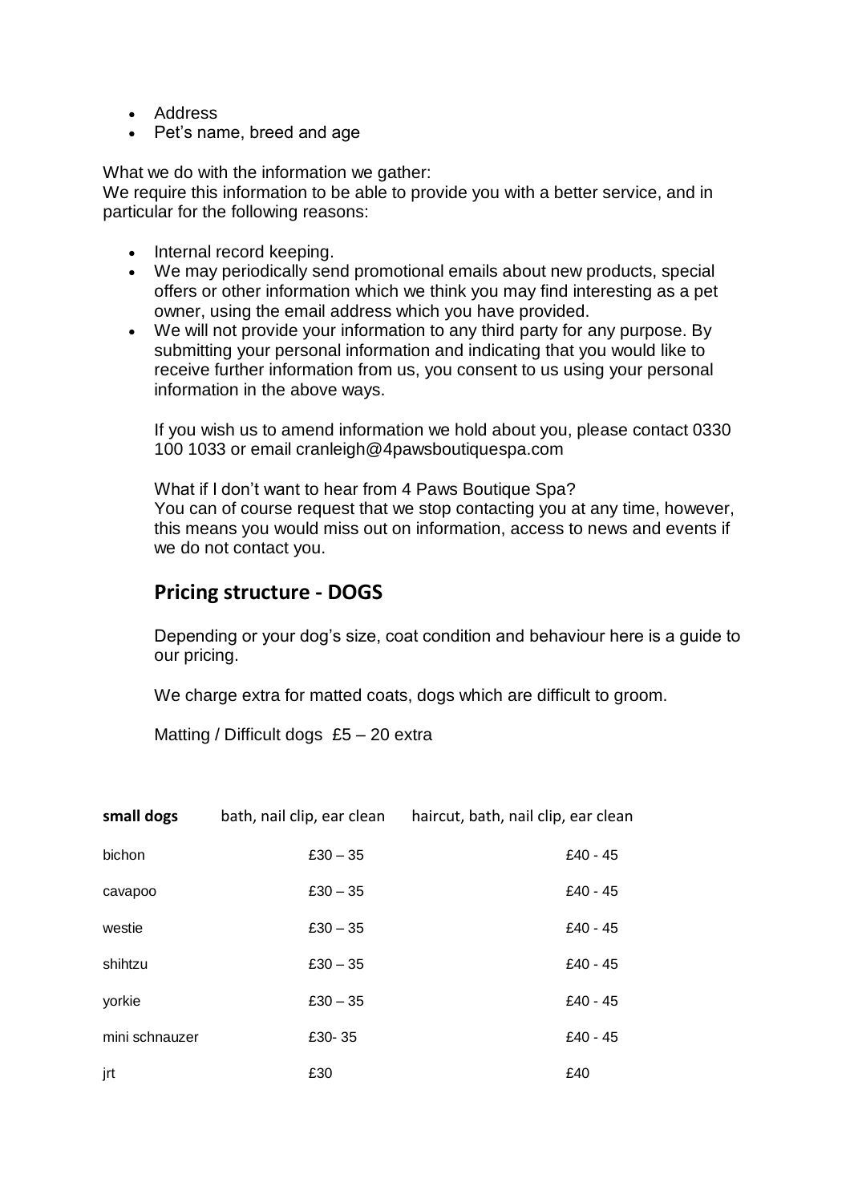- Address
- Pet's name, breed and age

What we do with the information we gather:
We require this information to be able to provide you with a better service, and in particular for the following reasons:

- Internal record keeping.
- We may periodically send promotional emails about new products, special offers or other information which we think you may find interesting as a pet owner, using the email address which you have provided.
- We will not provide your information to any third party for any purpose. By submitting your personal information and indicating that you would like to receive further information from us, you consent to us using your personal information in the above ways.

  If you wish us to amend information we hold about you, please contact 0330 100 1033 or email cranleigh@4pawsboutiquespa.com

  What if I don't want to hear from 4 Paws Boutique Spa?
  You can of course request that we stop contacting you at any time, however, this means you would miss out on information, access to news and events if we do not contact you.

## Pricing structure - DOGS

Depending or your dog's size, coat condition and behaviour here is a guide to our pricing.

We charge extra for matted coats, dogs which are difficult to groom.

Matting / Difficult dogs £5 – 20 extra

| **small dogs** | bath, nail clip, ear clean | haircut, bath, nail clip, ear clean |
|---|---|---|
| bichon | £30 – 35 | £40 - 45 |
| cavapoo | £30 – 35 | £40 - 45 |
| westie | £30 – 35 | £40 - 45 |
| shihtzu | £30 – 35 | £40 - 45 |
| yorkie | £30 – 35 | £40 - 45 |
| mini schnauzer | £30- 35 | £40 - 45 |
| jrt | £30 | £40 |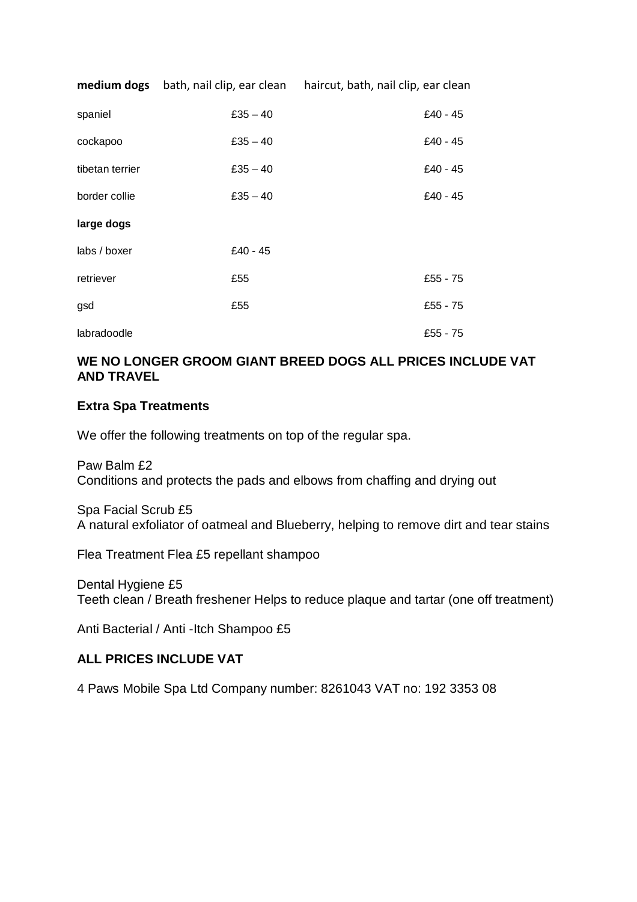| medium dogs | bath, nail clip, ear clean | haircut, bath, nail clip, ear clean |
|---|---|---|
| spaniel | £35 – 40 | £40 - 45 |
| cockapoo | £35 – 40 | £40 - 45 |
| tibetan terrier | £35 – 40 | £40 - 45 |
| border collie | £35 – 40 | £40 - 45 |
| **large dogs** | | |
| labs / boxer | £40 - 45 | |
| retriever | £55 | £55 - 75 |
| gsd | £55 | £55 - 75 |
| labradoodle | | £55 - 75 |

**WE NO LONGER GROOM GIANT BREED DOGS ALL PRICES INCLUDE VAT AND TRAVEL**

**Extra Spa Treatments**

We offer the following treatments on top of the regular spa.

Paw Balm £2
Conditions and protects the pads and elbows from chaffing and drying out

Spa Facial Scrub £5
A natural exfoliator of oatmeal and Blueberry, helping to remove dirt and tear stains

Flea Treatment Flea £5 repellant shampoo

Dental Hygiene £5
Teeth clean / Breath freshener Helps to reduce plaque and tartar (one off treatment)

Anti Bacterial / Anti -Itch Shampoo £5

**ALL PRICES INCLUDE VAT**

4 Paws Mobile Spa Ltd Company number: 8261043 VAT no: 192 3353 08